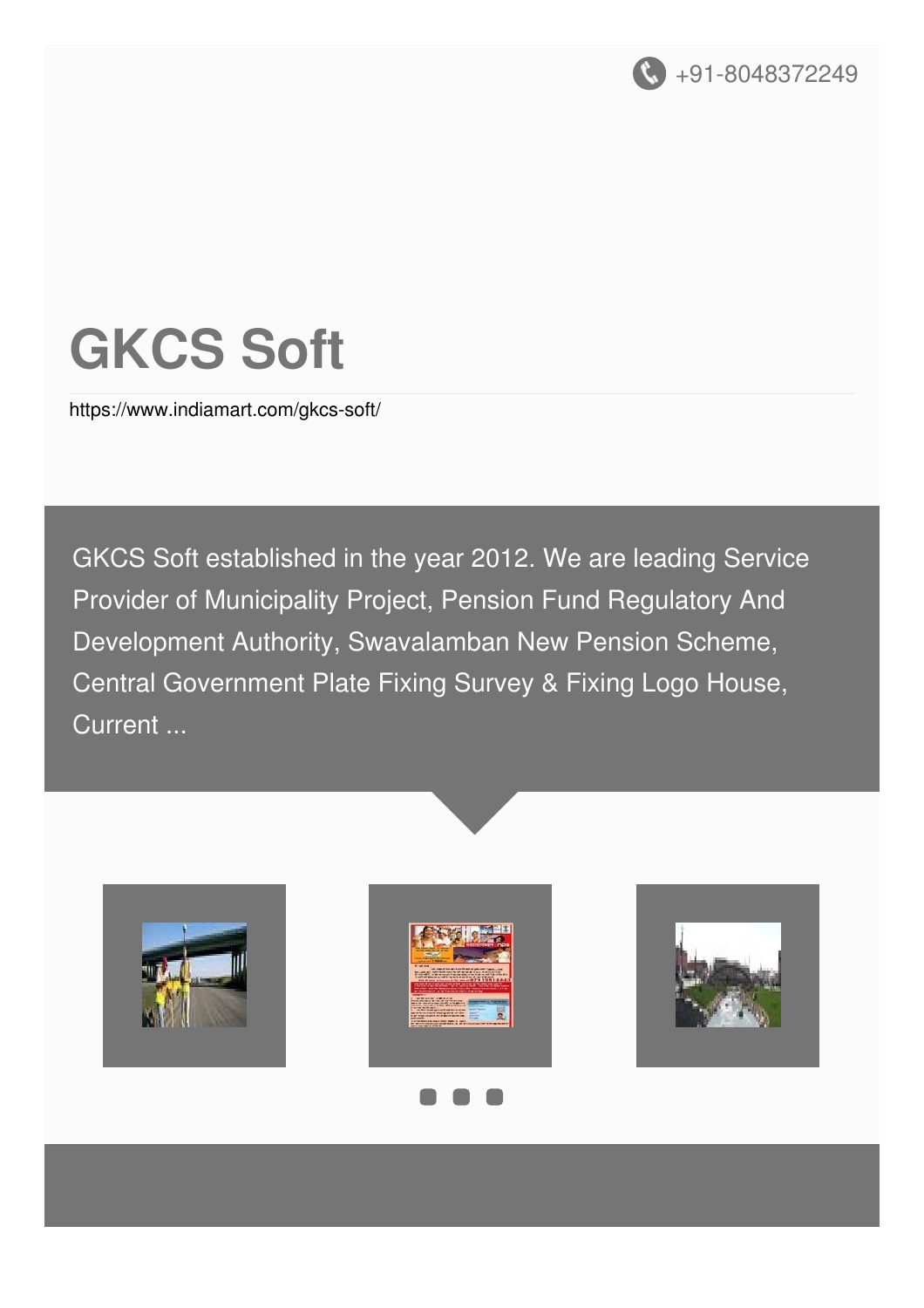+91-8048372249

# GKCS Soft

https://www.indiamart.com/gkcs-soft/

GKCS Soft established in the year 2012. We are leading Service Provider of Municipality Project, Pension Fund Regulatory And Development Authority, Swavalamban New Pension Scheme, Central Government Plate Fixing Survey & Fixing Logo House, Current ...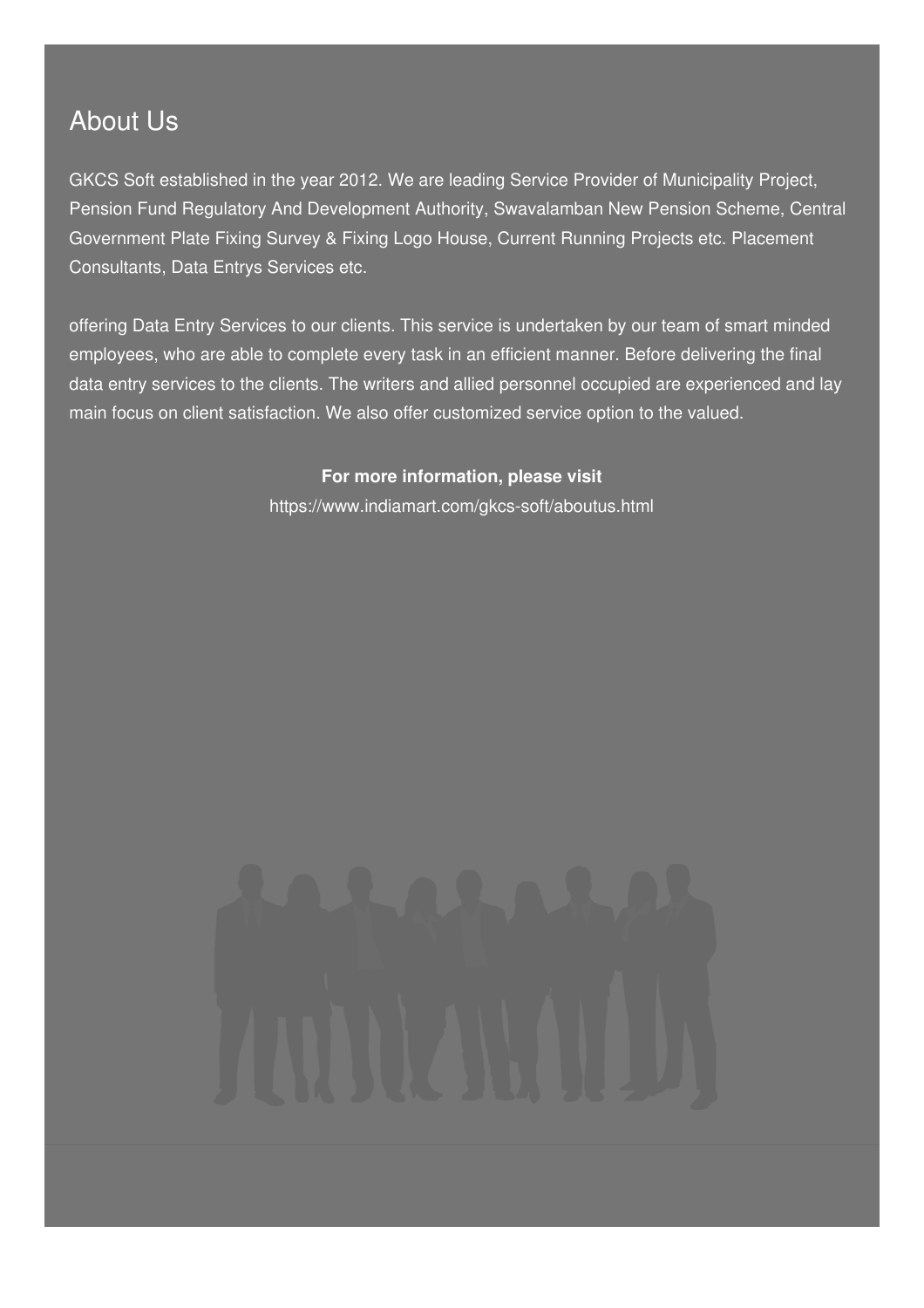# About Us

GKCS Soft established in the year 2012. We are leading Service Provider of Municipality Project, Pension Fund Regulatory And Development Authority, Swavalamban New Pension Scheme, Central Government Plate Fixing Survey & Fixing Logo House, Current Running Projects etc. Placement Consultants, Data Entrys Services etc.

offering Data Entry Services to our clients. This service is undertaken by our team of smart minded employees, who are able to complete every task in an efficient manner. Before delivering the final data entry services to the clients. The writers and allied personnel occupied are experienced and lay main focus on client satisfaction. We also offer customized service option to the valued.

**For more information, please visit**

https://www.indiamart.com/gkcs-soft/aboutus.html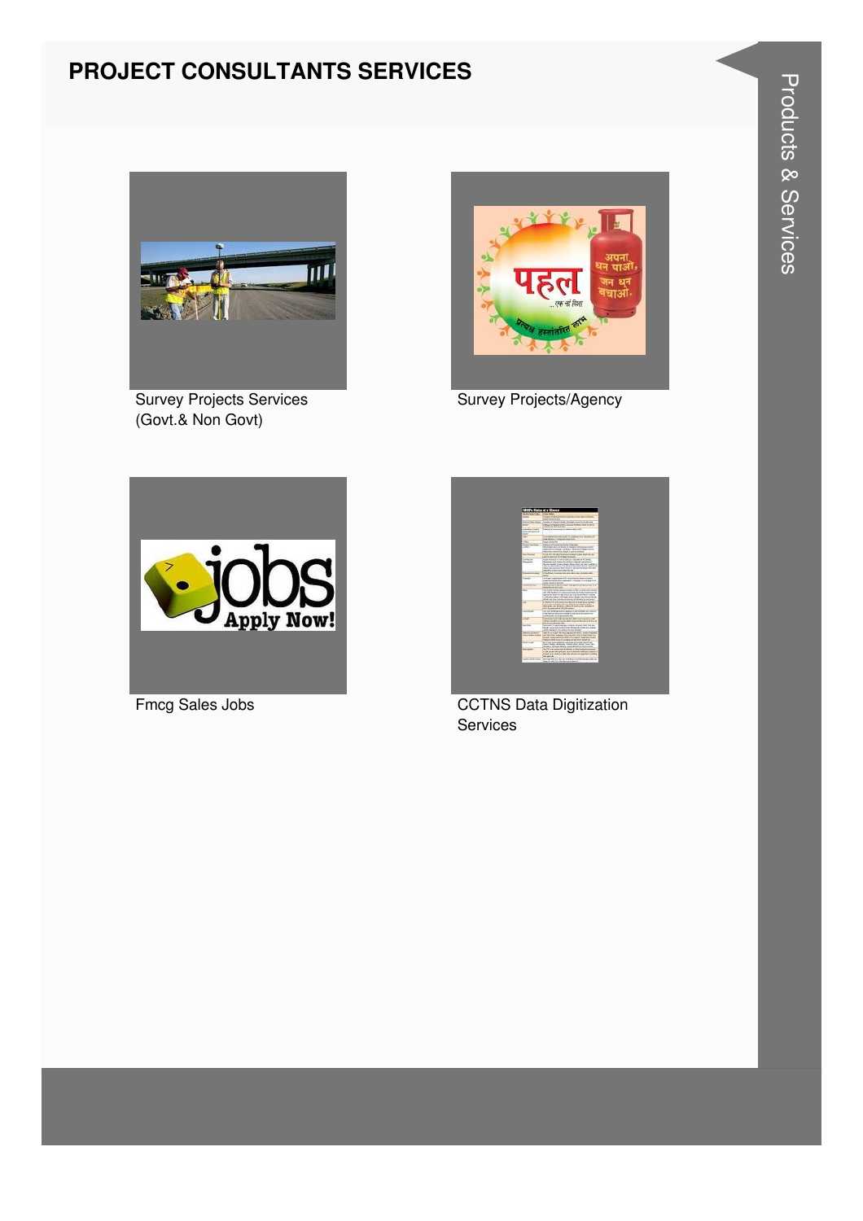## PROJECT CONSULTANTS SERVICES

Survey Projects Services (Govt.& Non Govt)

Survey Projects/Agency

Fmcg Sales Jobs

CCTNS Data Digitization Services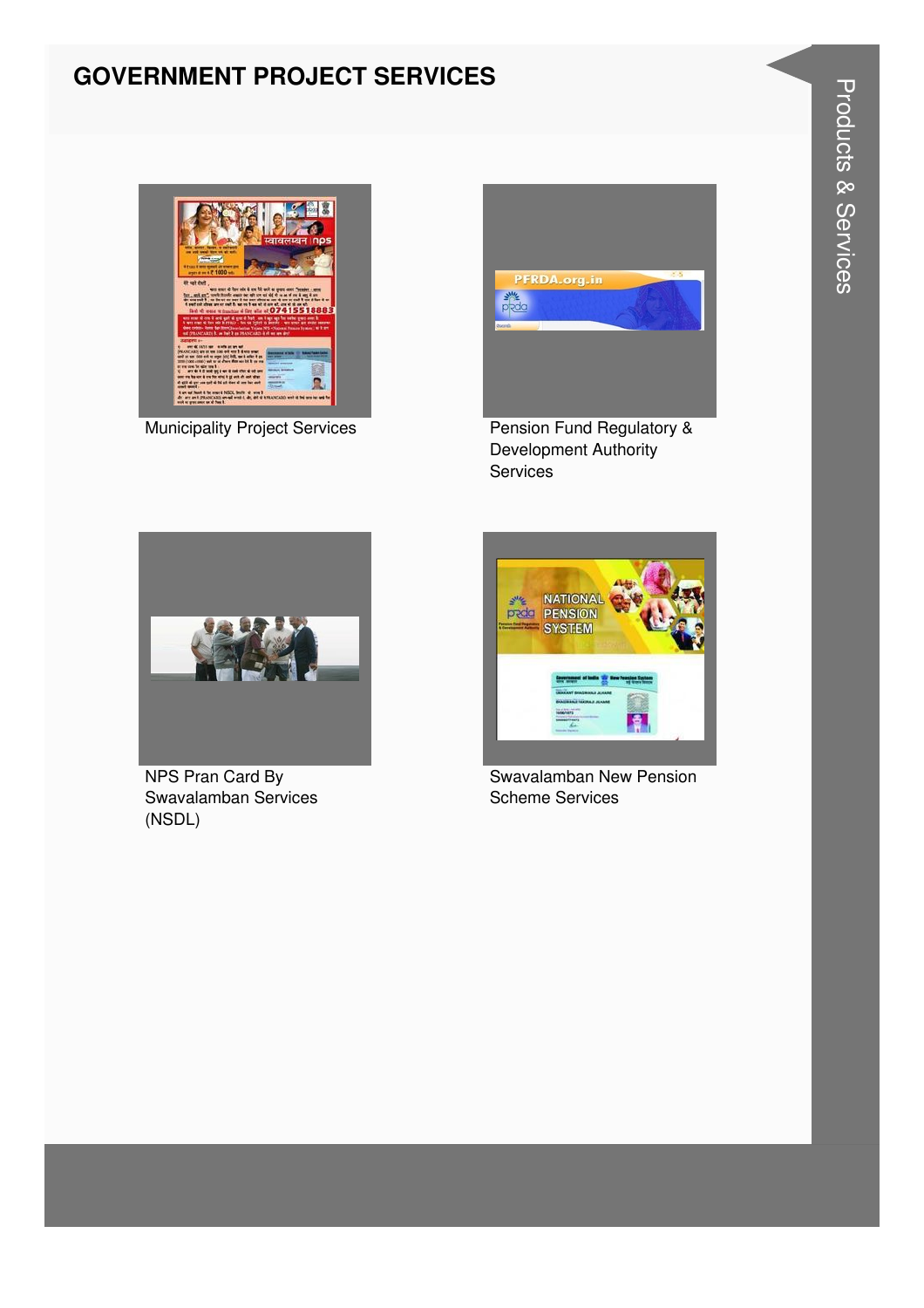## GOVERNMENT PROJECT SERVICES

Municipality Project Services

Pension Fund Regulatory & Development Authority Services

NPS Pran Card By Swavalamban Services (NSDL)

Swavalamban New Pension Scheme Services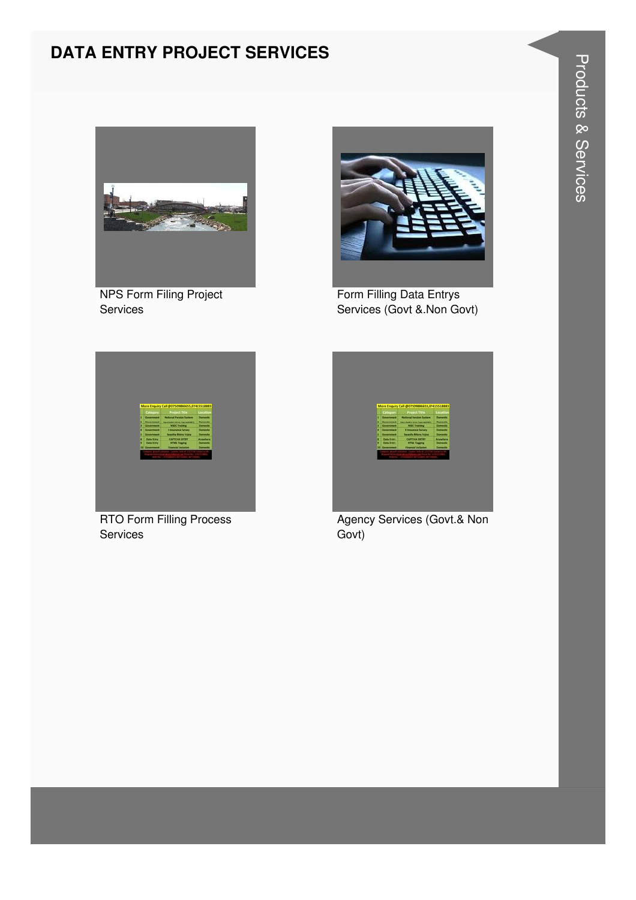# DATA ENTRY PROJECT SERVICES

NPS Form Filing Project Services

Form Filling Data Entrys Services (Govt &.Non Govt)

RTO Form Filling Process Services

Agency Services (Govt.& Non Govt)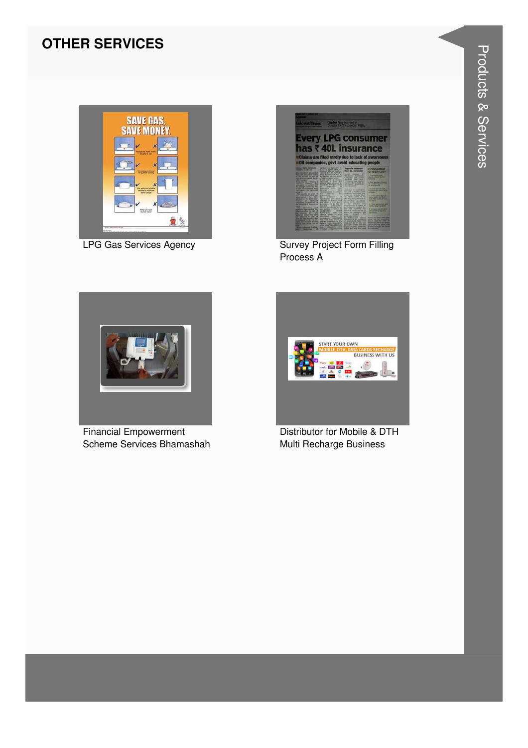## OTHER SERVICES

LPG Gas Services Agency

Survey Project Form Filling Process A

Financial Empowerment Scheme Services Bhamashah

Distributor for Mobile & DTH Multi Recharge Business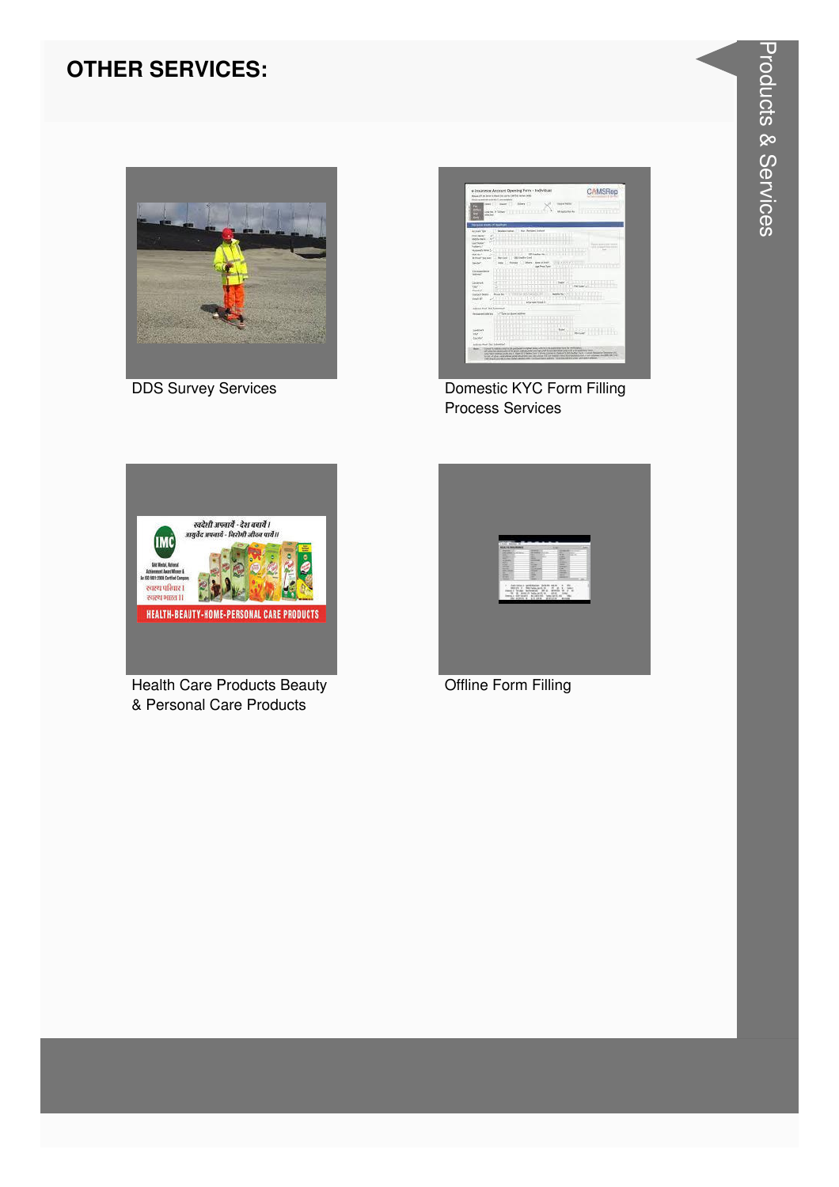## OTHER SERVICES:

DDS Survey Services

Domestic KYC Form Filling Process Services

Health Care Products Beauty & Personal Care Products

Offline Form Filling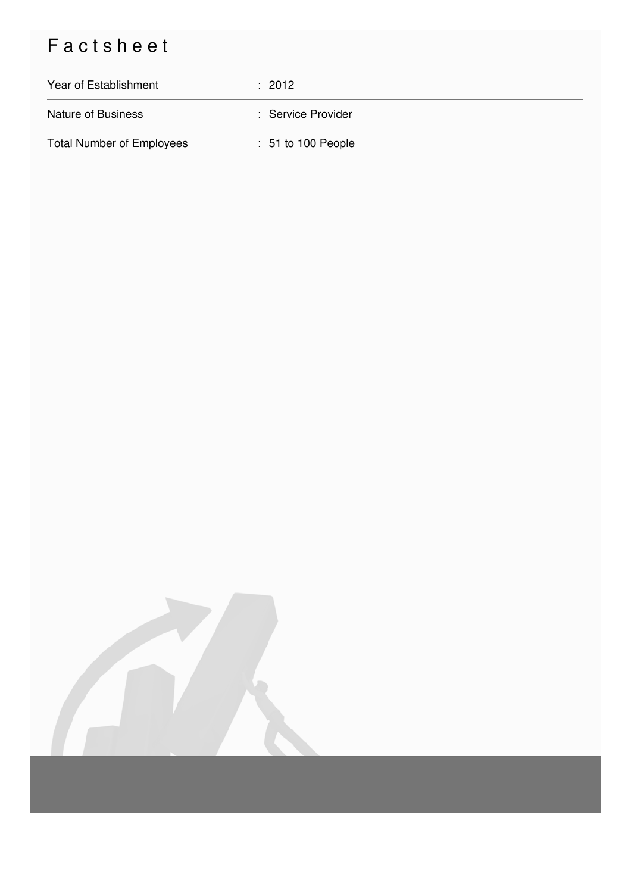# Factsheet

| Year of Establishment | : 2012 |
| --- | --- |
| Nature of Business | : Service Provider |
| Total Number of Employees | : 51 to 100 People |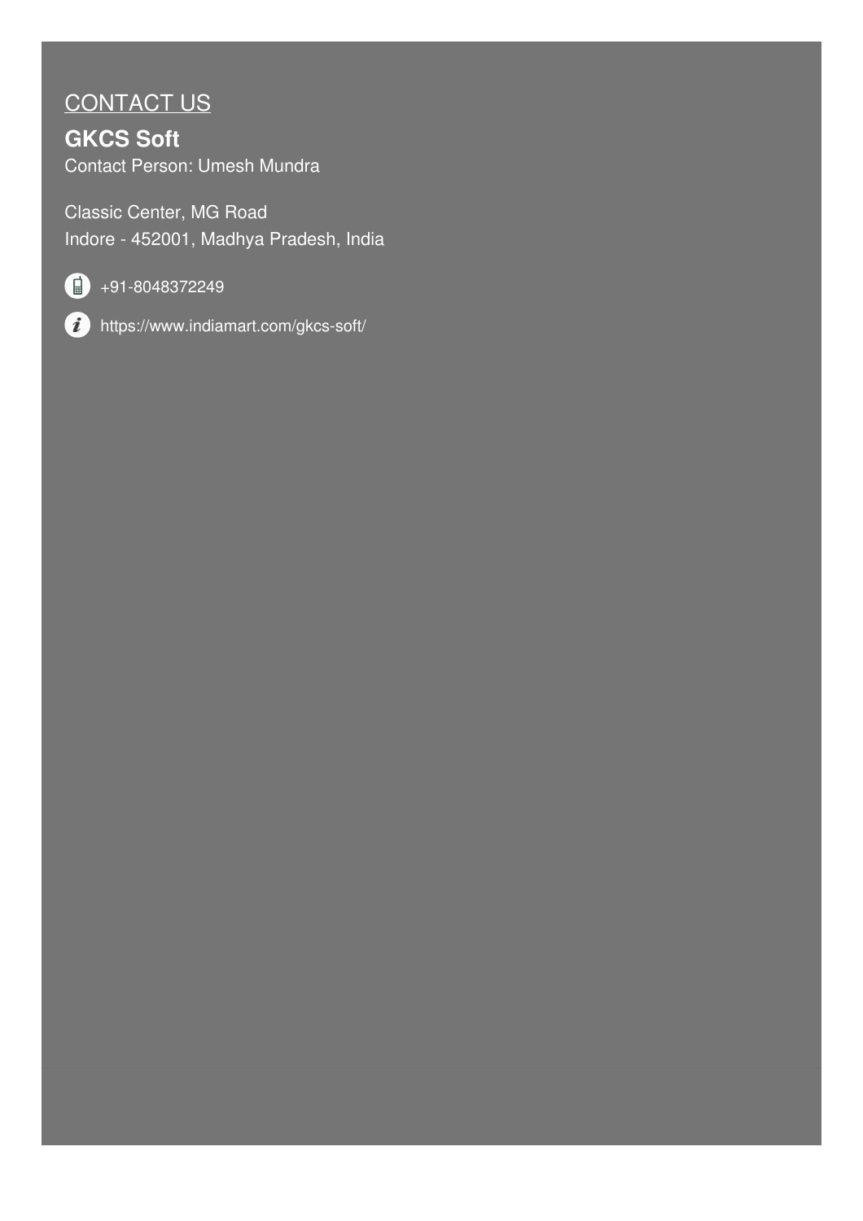## CONTACT US

### GKCS Soft

Contact Person: Umesh Mundra

Classic Center, MG Road
Indore - 452001, Madhya Pradesh, India

+91-8048372249

https://www.indiamart.com/gkcs-soft/